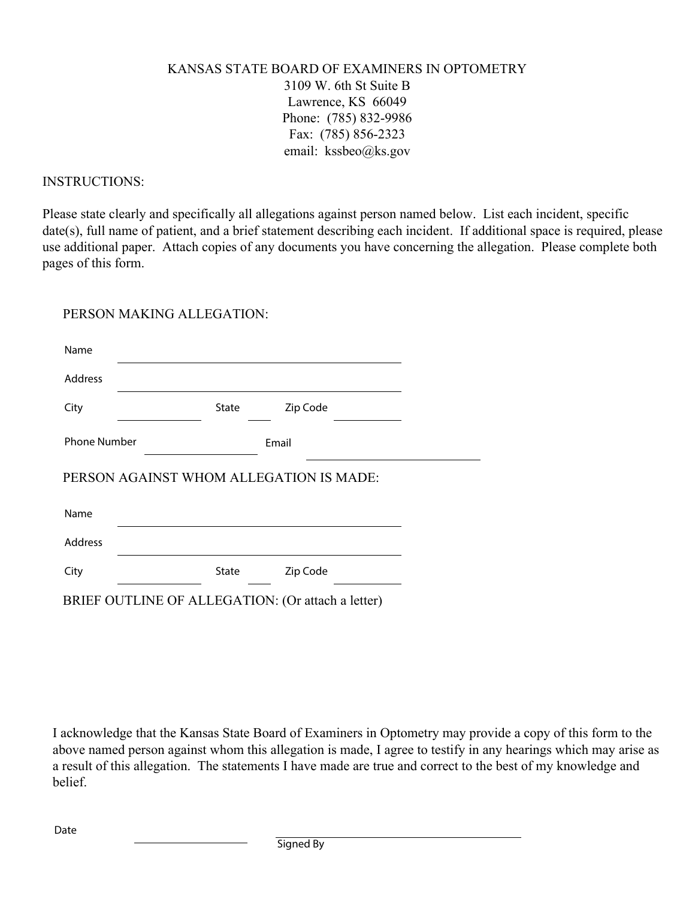KANSAS STATE BOARD OF EXAMINERS IN OPTOMETRY
3109 W. 6th St Suite B
Lawrence, KS 66049
Phone: (785) 832-9986
Fax: (785) 856-2323
email: kssbeo@ks.gov

INSTRUCTIONS:

Please state clearly and specifically all allegations against person named below. List each incident, specific date(s), full name of patient, and a brief statement describing each incident. If additional space is required, please use additional paper. Attach copies of any documents you have concerning the allegation. Please complete both pages of this form.

PERSON MAKING ALLEGATION:

Name ______________________________

Address ______________________________

City ____________ State ___ Zip Code ________

Phone Number ______________ Email ____________________

PERSON AGAINST WHOM ALLEGATION IS MADE:

Name ______________________________

Address ______________________________

City ____________ State ___ Zip Code ________

BRIEF OUTLINE OF ALLEGATION: (Or attach a letter)

I acknowledge that the Kansas State Board of Examiners in Optometry may provide a copy of this form to the above named person against whom this allegation is made, I agree to testify in any hearings which may arise as a result of this allegation. The statements I have made are true and correct to the best of my knowledge and belief.

Date ______________ ______________________________
Signed By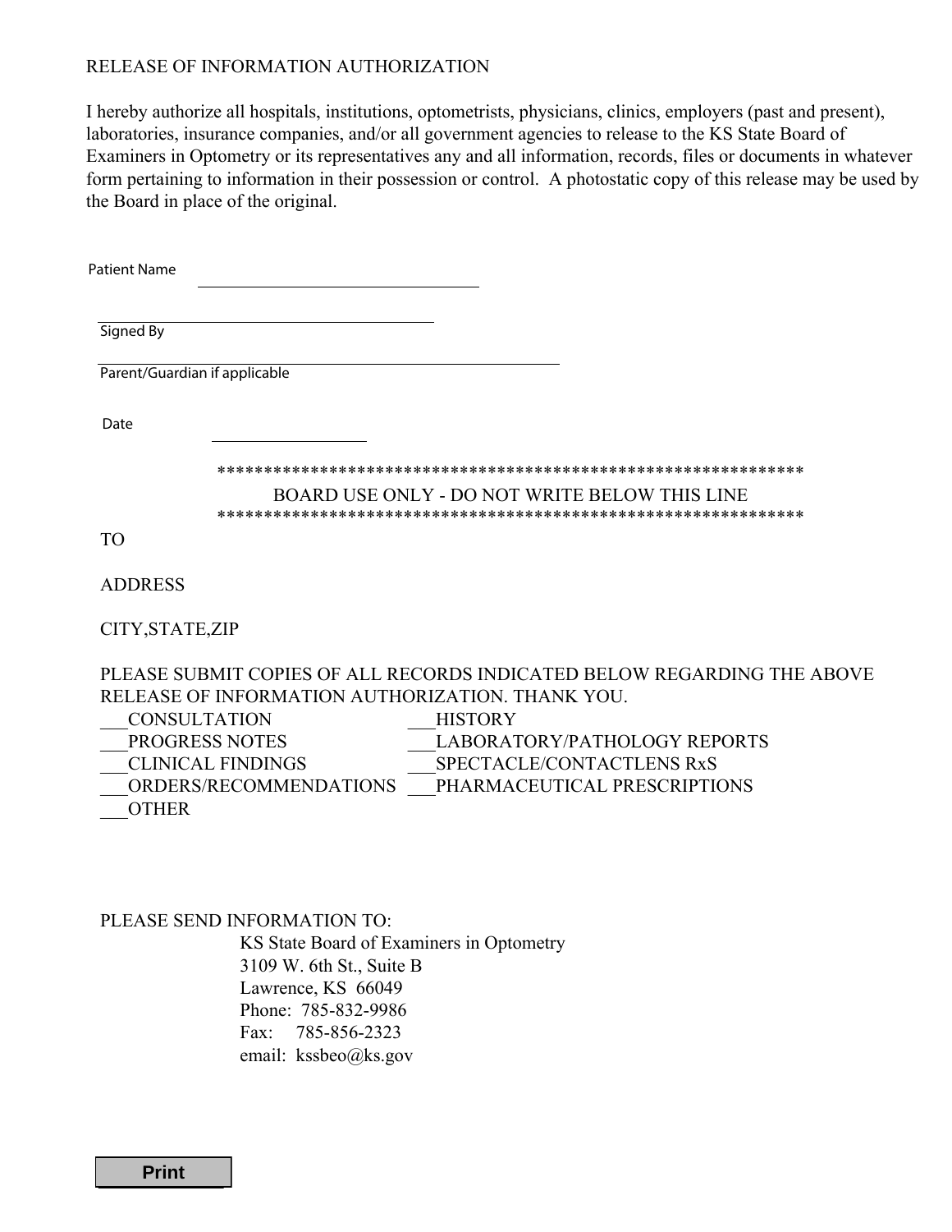# RELEASE OF INFORMATION AUTHORIZATION

I hereby authorize all hospitals, institutions, optometrists, physicians, clinics, employers (past and present), laboratories, insurance companies, and/or all government agencies to release to the KS State Board of Examiners in Optometry or its representatives any and all information, records, files or documents in whatever form pertaining to information in their possession or control. A photostatic copy of this release may be used by the Board in place of the original.

Patient Name ______________________________

______________________________
Signed By

______________________________
Parent/Guardian if applicable

Date ________________

*****************************************************************

BOARD USE ONLY - DO NOT WRITE BELOW THIS LINE

*****************************************************************

TO

ADDRESS

CITY,STATE,ZIP

PLEASE SUBMIT COPIES OF ALL RECORDS INDICATED BELOW REGARDING THE ABOVE RELEASE OF INFORMATION AUTHORIZATION. THANK YOU.

___CONSULTATION
___PROGRESS NOTES
___CLINICAL FINDINGS
___ORDERS/RECOMMENDATIONS
___OTHER
___HISTORY
___LABORATORY/PATHOLOGY REPORTS
___SPECTACLE/CONTACTLENS RxS
___PHARMACEUTICAL PRESCRIPTIONS

PLEASE SEND INFORMATION TO:

KS State Board of Examiners in Optometry
3109 W. 6th St., Suite B
Lawrence, KS 66049
Phone: 785-832-9986
Fax: 785-856-2323
email: kssbeo@ks.gov

Print